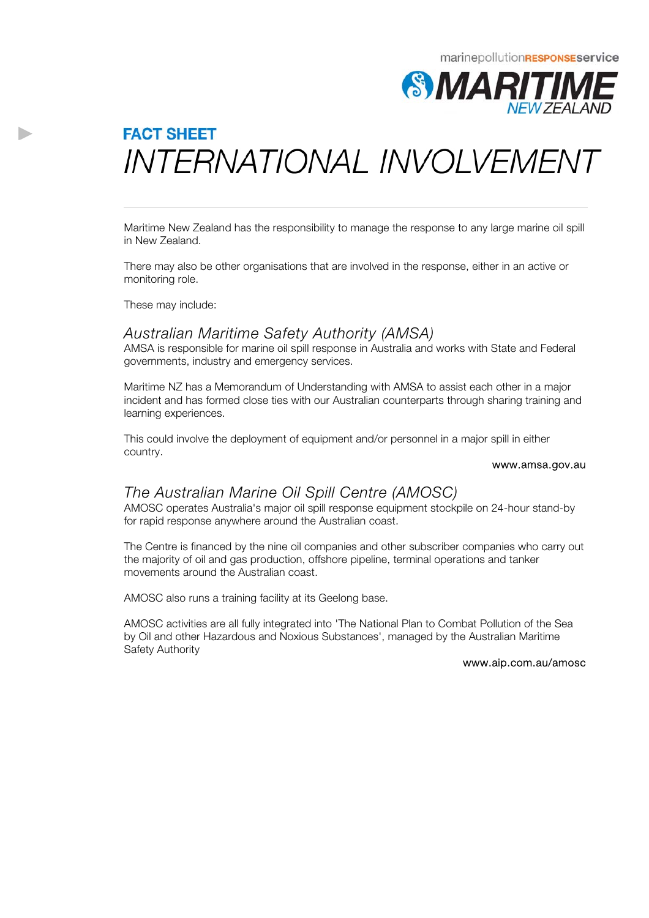marinepollution**RESPONSE**service

MARITIME NEW ZEALAND

**FACT SHEET**

# *INTERNATIONAL INVOLVEMENT*

Maritime New Zealand has the responsibility to manage the response to any large marine oil spill in New Zealand.

There may also be other organisations that are involved in the response, either in an active or monitoring role.

These may include:

## *Australian Maritime Safety Authority (AMSA)*

AMSA is responsible for marine oil spill response in Australia and works with State and Federal governments, industry and emergency services.

Maritime NZ has a Memorandum of Understanding with AMSA to assist each other in a major incident and has formed close ties with our Australian counterparts through sharing training and learning experiences.

This could involve the deployment of equipment and/or personnel in a major spill in either country.

www.amsa.gov.au

## *The Australian Marine Oil Spill Centre (AMOSC)*

AMOSC operates Australia's major oil spill response equipment stockpile on 24-hour stand-by for rapid response anywhere around the Australian coast.

The Centre is financed by the nine oil companies and other subscriber companies who carry out the majority of oil and gas production, offshore pipeline, terminal operations and tanker movements around the Australian coast.

AMOSC also runs a training facility at its Geelong base.

AMOSC activities are all fully integrated into 'The National Plan to Combat Pollution of the Sea by Oil and other Hazardous and Noxious Substances', managed by the Australian Maritime Safety Authority

www.aip.com.au/amosc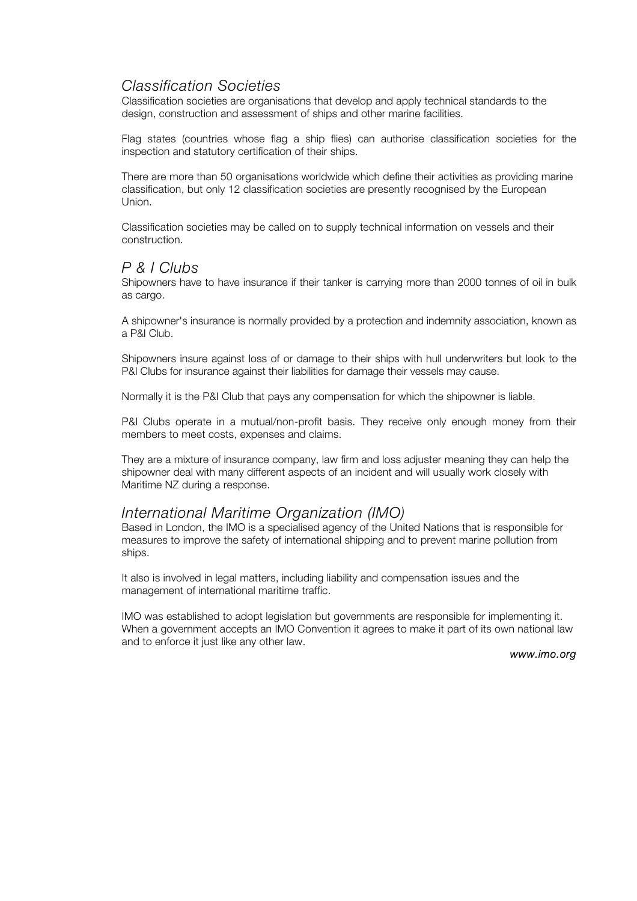## *Classification Societies*

Classification societies are organisations that develop and apply technical standards to the design, construction and assessment of ships and other marine facilities.

Flag states (countries whose flag a ship flies) can authorise classification societies for the inspection and statutory certification of their ships.

There are more than 50 organisations worldwide which define their activities as providing marine classification, but only 12 classification societies are presently recognised by the European Union.

Classification societies may be called on to supply technical information on vessels and their construction.

## *P & I Clubs*

Shipowners have to have insurance if their tanker is carrying more than 2000 tonnes of oil in bulk as cargo.

A shipowner's insurance is normally provided by a protection and indemnity association, known as a P&I Club.

Shipowners insure against loss of or damage to their ships with hull underwriters but look to the P&I Clubs for insurance against their liabilities for damage their vessels may cause.

Normally it is the P&I Club that pays any compensation for which the shipowner is liable.

P&I Clubs operate in a mutual/non-profit basis. They receive only enough money from their members to meet costs, expenses and claims.

They are a mixture of insurance company, law firm and loss adjuster meaning they can help the shipowner deal with many different aspects of an incident and will usually work closely with Maritime NZ during a response.

## *International Maritime Organization (IMO)*

Based in London, the IMO is a specialised agency of the United Nations that is responsible for measures to improve the safety of international shipping and to prevent marine pollution from ships.

It also is involved in legal matters, including liability and compensation issues and the management of international maritime traffic.

IMO was established to adopt legislation but governments are responsible for implementing it. When a government accepts an IMO Convention it agrees to make it part of its own national law and to enforce it just like any other law.

*www.imo.org*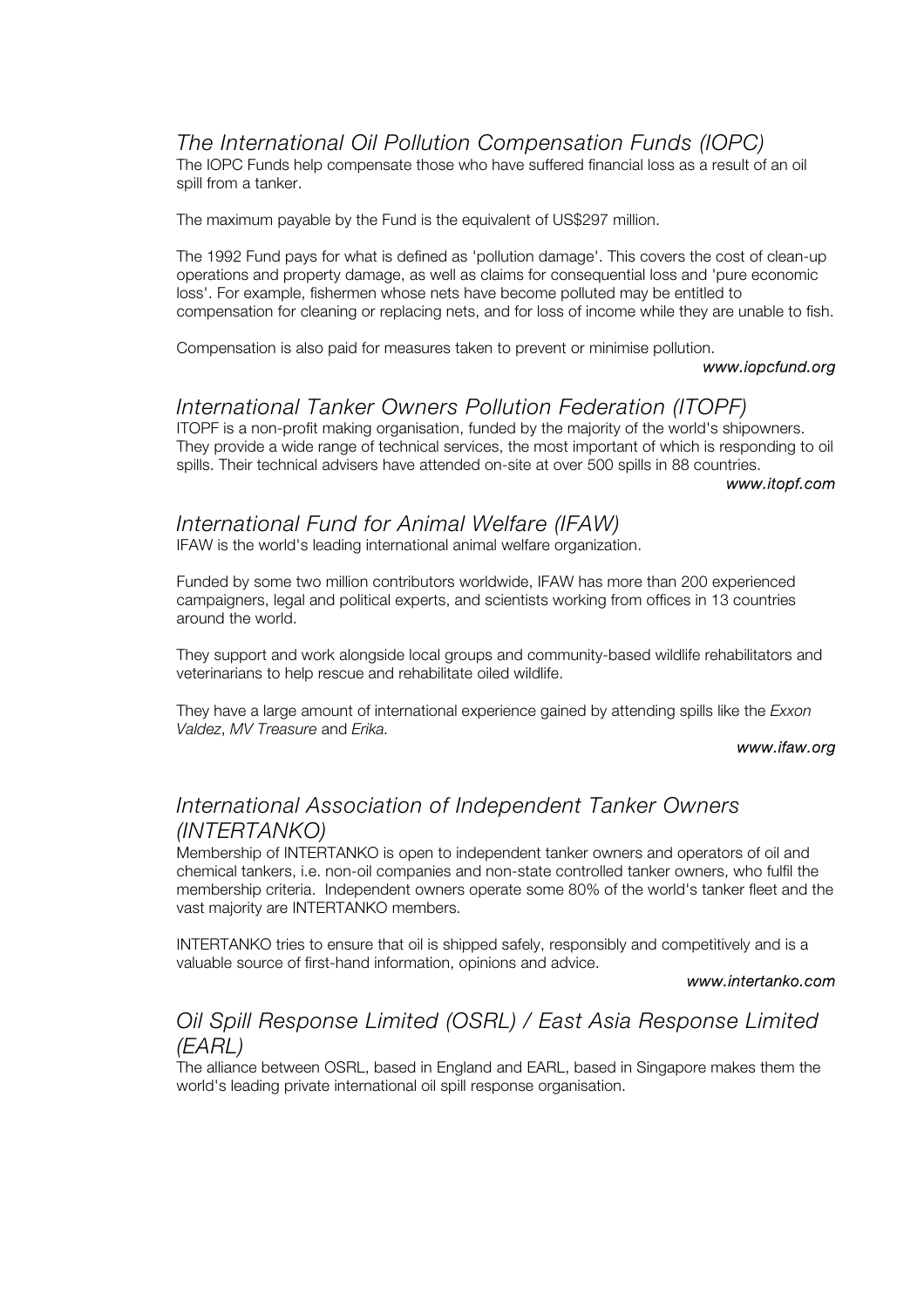## *The International Oil Pollution Compensation Funds (IOPC)*

The IOPC Funds help compensate those who have suffered financial loss as a result of an oil spill from a tanker.

The maximum payable by the Fund is the equivalent of US$297 million.

The 1992 Fund pays for what is defined as 'pollution damage'. This covers the cost of clean-up operations and property damage, as well as claims for consequential loss and 'pure economic loss'. For example, fishermen whose nets have become polluted may be entitled to compensation for cleaning or replacing nets, and for loss of income while they are unable to fish.

Compensation is also paid for measures taken to prevent or minimise pollution.

*www.iopcfund.org*

## *International Tanker Owners Pollution Federation (ITOPF)*

ITOPF is a non-profit making organisation, funded by the majority of the world's shipowners. They provide a wide range of technical services, the most important of which is responding to oil spills. Their technical advisers have attended on-site at over 500 spills in 88 countries.

*www.itopf.com*

## *International Fund for Animal Welfare (IFAW)*

IFAW is the world's leading international animal welfare organization.

Funded by some two million contributors worldwide, IFAW has more than 200 experienced campaigners, legal and political experts, and scientists working from offices in 13 countries around the world.

They support and work alongside local groups and community-based wildlife rehabilitators and veterinarians to help rescue and rehabilitate oiled wildlife.

They have a large amount of international experience gained by attending spills like the *Exxon Valdez*, *MV Treasure* and *Erika.*

*www.ifaw.org*

## *International Association of Independent Tanker Owners (INTERTANKO)*

Membership of INTERTANKO is open to independent tanker owners and operators of oil and chemical tankers, i.e. non-oil companies and non-state controlled tanker owners, who fulfil the membership criteria. Independent owners operate some 80% of the world's tanker fleet and the vast majority are INTERTANKO members.

INTERTANKO tries to ensure that oil is shipped safely, responsibly and competitively and is a valuable source of first-hand information, opinions and advice.

*www.intertanko.com*

## *Oil Spill Response Limited (OSRL) / East Asia Response Limited (EARL)*

The alliance between OSRL, based in England and EARL, based in Singapore makes them the world's leading private international oil spill response organisation.